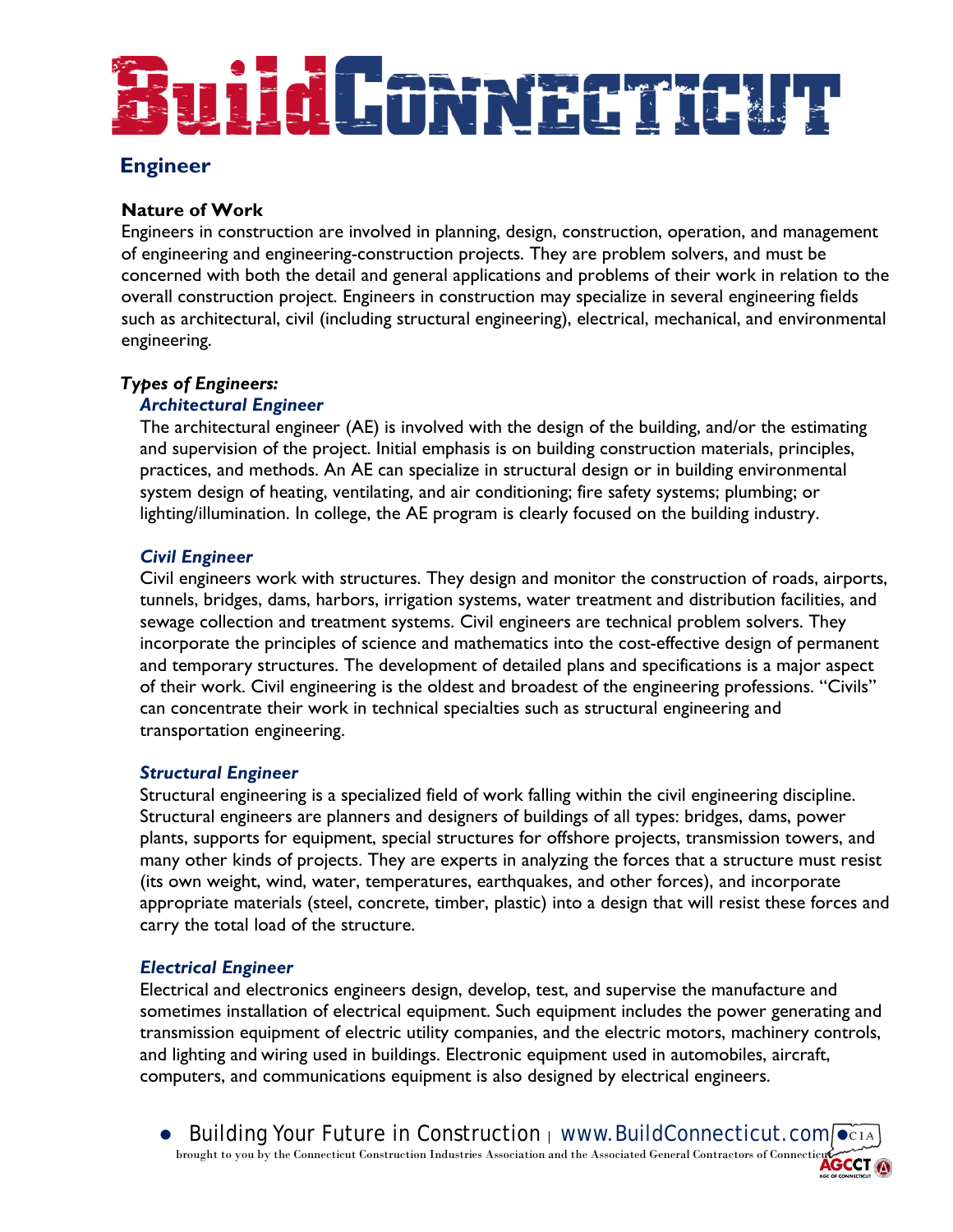# BuildConnecticut

## Engineer

### Nature of Work

Engineers in construction are involved in planning, design, construction, operation, and management of engineering and engineering-construction projects. They are problem solvers, and must be concerned with both the detail and general applications and problems of their work in relation to the overall construction project. Engineers in construction may specialize in several engineering fields such as architectural, civil (including structural engineering), electrical, mechanical, and environmental engineering.

### *Types of Engineers:*

#### *Architectural Engineer*

The architectural engineer (AE) is involved with the design of the building, and/or the estimating and supervision of the project. Initial emphasis is on building construction materials, principles, practices, and methods. An AE can specialize in structural design or in building environmental system design of heating, ventilating, and air conditioning; fire safety systems; plumbing; or lighting/illumination. In college, the AE program is clearly focused on the building industry.

#### *Civil Engineer*

Civil engineers work with structures. They design and monitor the construction of roads, airports, tunnels, bridges, dams, harbors, irrigation systems, water treatment and distribution facilities, and sewage collection and treatment systems. Civil engineers are technical problem solvers. They incorporate the principles of science and mathematics into the cost-effective design of permanent and temporary structures. The development of detailed plans and specifications is a major aspect of their work. Civil engineering is the oldest and broadest of the engineering professions. "Civils" can concentrate their work in technical specialties such as structural engineering and transportation engineering.

#### *Structural Engineer*

Structural engineering is a specialized field of work falling within the civil engineering discipline. Structural engineers are planners and designers of buildings of all types: bridges, dams, power plants, supports for equipment, special structures for offshore projects, transmission towers, and many other kinds of projects. They are experts in analyzing the forces that a structure must resist (its own weight, wind, water, temperatures, earthquakes, and other forces), and incorporate appropriate materials (steel, concrete, timber, plastic) into a design that will resist these forces and carry the total load of the structure.

#### *Electrical Engineer*

Electrical and electronics engineers design, develop, test, and supervise the manufacture and sometimes installation of electrical equipment. Such equipment includes the power generating and transmission equipment of electric utility companies, and the electric motors, machinery controls, and lighting and wiring used in buildings. Electronic equipment used in automobiles, aircraft, computers, and communications equipment is also designed by electrical engineers.

- Building Your Future in Construction | www.BuildConnecticut.com

brought to you by the Connecticut Construction Industries Association and the Associated General Contractors of Connecticut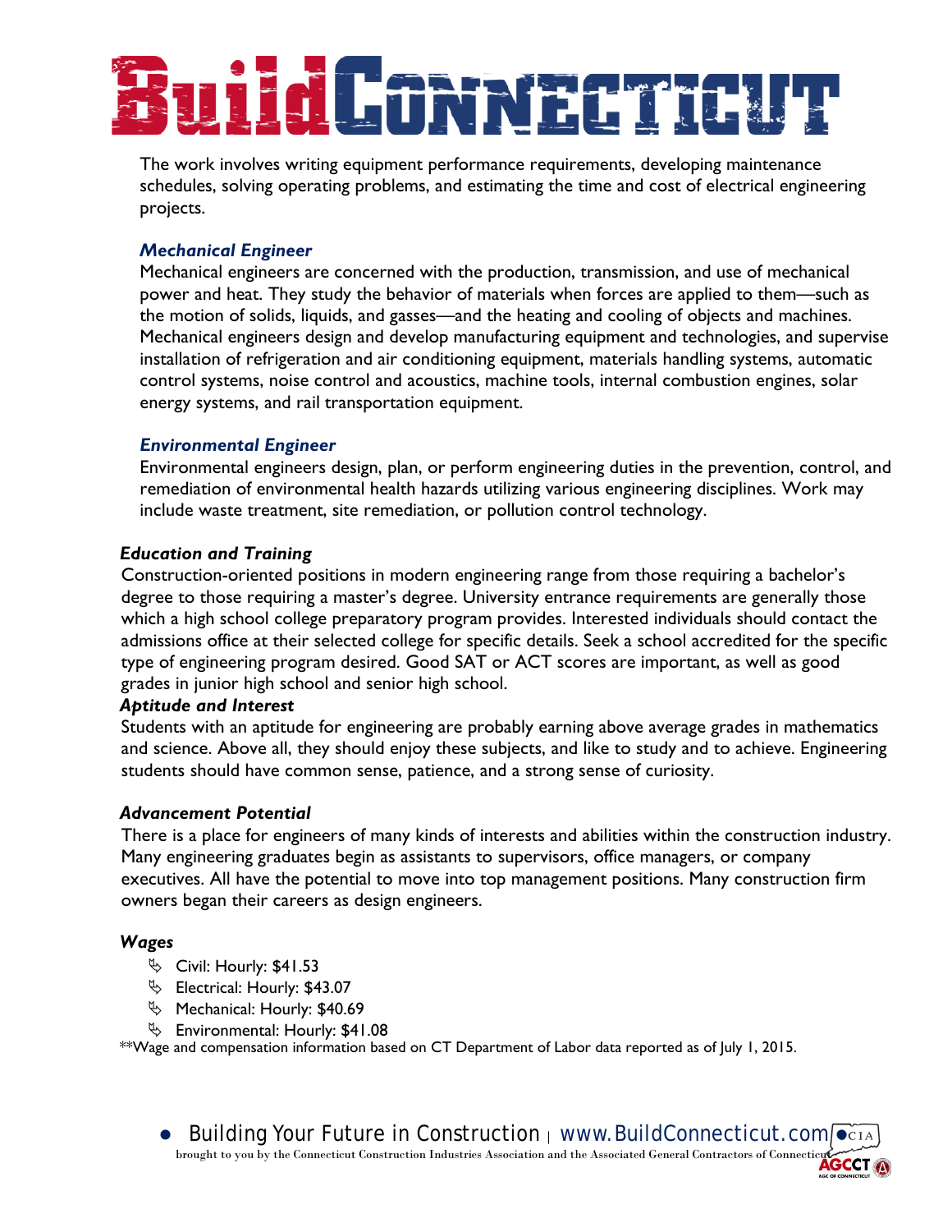The work involves writing equipment performance requirements, developing maintenance schedules, solving operating problems, and estimating the time and cost of electrical engineering projects.

### *Mechanical Engineer*

Mechanical engineers are concerned with the production, transmission, and use of mechanical power and heat. They study the behavior of materials when forces are applied to them—such as the motion of solids, liquids, and gasses—and the heating and cooling of objects and machines. Mechanical engineers design and develop manufacturing equipment and technologies, and supervise installation of refrigeration and air conditioning equipment, materials handling systems, automatic control systems, noise control and acoustics, machine tools, internal combustion engines, solar energy systems, and rail transportation equipment.

### *Environmental Engineer*

Environmental engineers design, plan, or perform engineering duties in the prevention, control, and remediation of environmental health hazards utilizing various engineering disciplines. Work may include waste treatment, site remediation, or pollution control technology.

## *Education and Training*

Construction-oriented positions in modern engineering range from those requiring a bachelor's degree to those requiring a master's degree. University entrance requirements are generally those which a high school college preparatory program provides. Interested individuals should contact the admissions office at their selected college for specific details. Seek a school accredited for the specific type of engineering program desired. Good SAT or ACT scores are important, as well as good grades in junior high school and senior high school.

## *Aptitude and Interest*

Students with an aptitude for engineering are probably earning above average grades in mathematics and science. Above all, they should enjoy these subjects, and like to study and to achieve. Engineering students should have common sense, patience, and a strong sense of curiosity.

## *Advancement Potential*

There is a place for engineers of many kinds of interests and abilities within the construction industry. Many engineering graduates begin as assistants to supervisors, office managers, or company executives. All have the potential to move into top management positions. Many construction firm owners began their careers as design engineers.

## *Wages*

- Civil: Hourly: $41.53
- Electrical: Hourly: $43.07
- Mechanical: Hourly: $40.69
- Environmental: Hourly: $41.08

**Wage and compensation information based on CT Department of Labor data reported as of July 1, 2015.